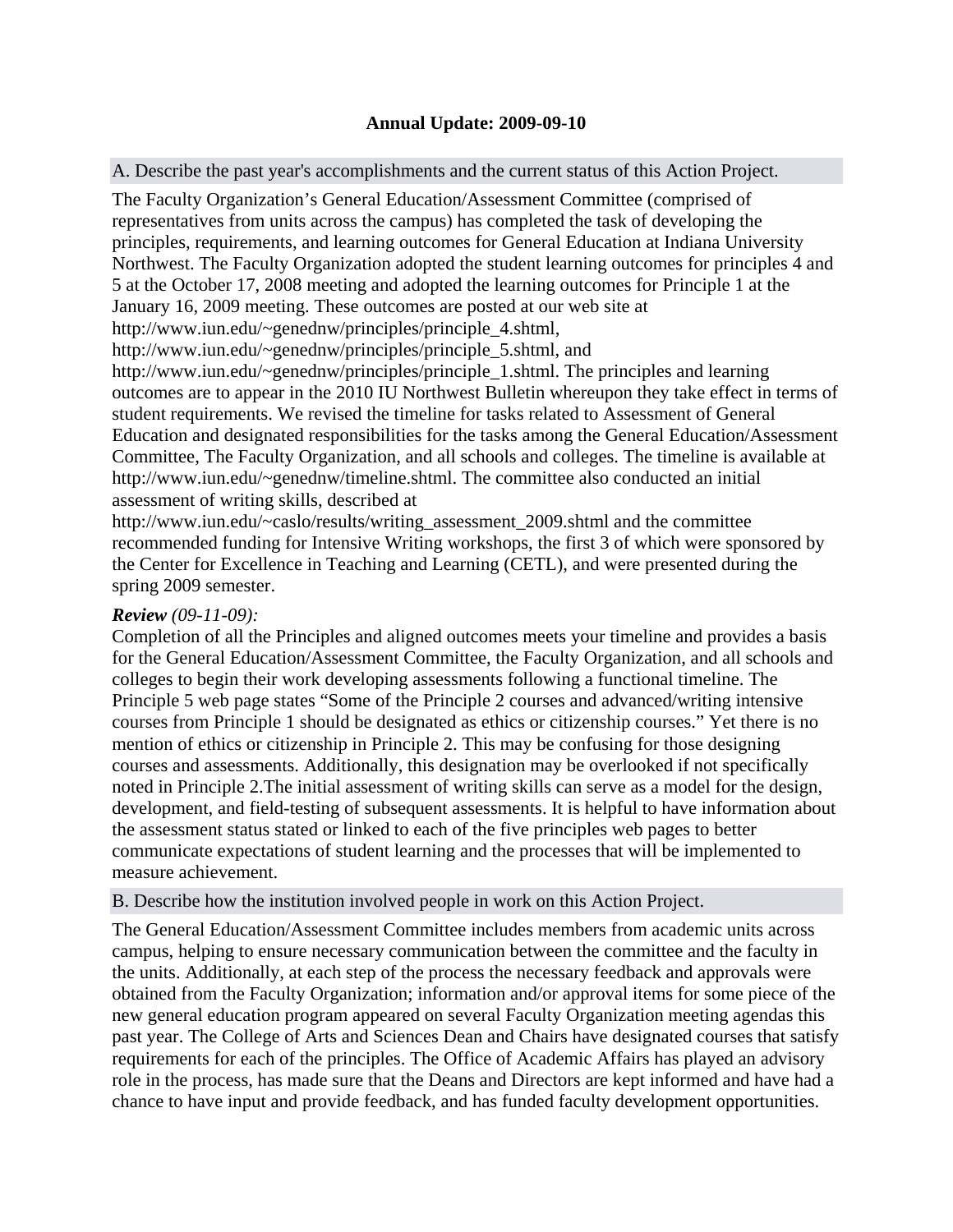## Annual Update: 2009-09-10

### A. Describe the past year's accomplishments and the current status of this Action Project.

The Faculty Organization's General Education/Assessment Committee (comprised of representatives from units across the campus) has completed the task of developing the principles, requirements, and learning outcomes for General Education at Indiana University Northwest. The Faculty Organization adopted the student learning outcomes for principles 4 and 5 at the October 17, 2008 meeting and adopted the learning outcomes for Principle 1 at the January 16, 2009 meeting. These outcomes are posted at our web site at http://www.iun.edu/~genednw/principles/principle_4.shtml, http://www.iun.edu/~genednw/principles/principle_5.shtml, and http://www.iun.edu/~genednw/principles/principle_1.shtml. The principles and learning outcomes are to appear in the 2010 IU Northwest Bulletin whereupon they take effect in terms of student requirements. We revised the timeline for tasks related to Assessment of General Education and designated responsibilities for the tasks among the General Education/Assessment Committee, The Faculty Organization, and all schools and colleges. The timeline is available at http://www.iun.edu/~genednw/timeline.shtml. The committee also conducted an initial assessment of writing skills, described at http://www.iun.edu/~caslo/results/writing_assessment_2009.shtml and the committee recommended funding for Intensive Writing workshops, the first 3 of which were sponsored by the Center for Excellence in Teaching and Learning (CETL), and were presented during the spring 2009 semester.

***Review*** *(09-11-09):*
Completion of all the Principles and aligned outcomes meets your timeline and provides a basis for the General Education/Assessment Committee, the Faculty Organization, and all schools and colleges to begin their work developing assessments following a functional timeline. The Principle 5 web page states "Some of the Principle 2 courses and advanced/writing intensive courses from Principle 1 should be designated as ethics or citizenship courses." Yet there is no mention of ethics or citizenship in Principle 2. This may be confusing for those designing courses and assessments. Additionally, this designation may be overlooked if not specifically noted in Principle 2.The initial assessment of writing skills can serve as a model for the design, development, and field-testing of subsequent assessments. It is helpful to have information about the assessment status stated or linked to each of the five principles web pages to better communicate expectations of student learning and the processes that will be implemented to measure achievement.

### B. Describe how the institution involved people in work on this Action Project.

The General Education/Assessment Committee includes members from academic units across campus, helping to ensure necessary communication between the committee and the faculty in the units. Additionally, at each step of the process the necessary feedback and approvals were obtained from the Faculty Organization; information and/or approval items for some piece of the new general education program appeared on several Faculty Organization meeting agendas this past year. The College of Arts and Sciences Dean and Chairs have designated courses that satisfy requirements for each of the principles. The Office of Academic Affairs has played an advisory role in the process, has made sure that the Deans and Directors are kept informed and have had a chance to have input and provide feedback, and has funded faculty development opportunities.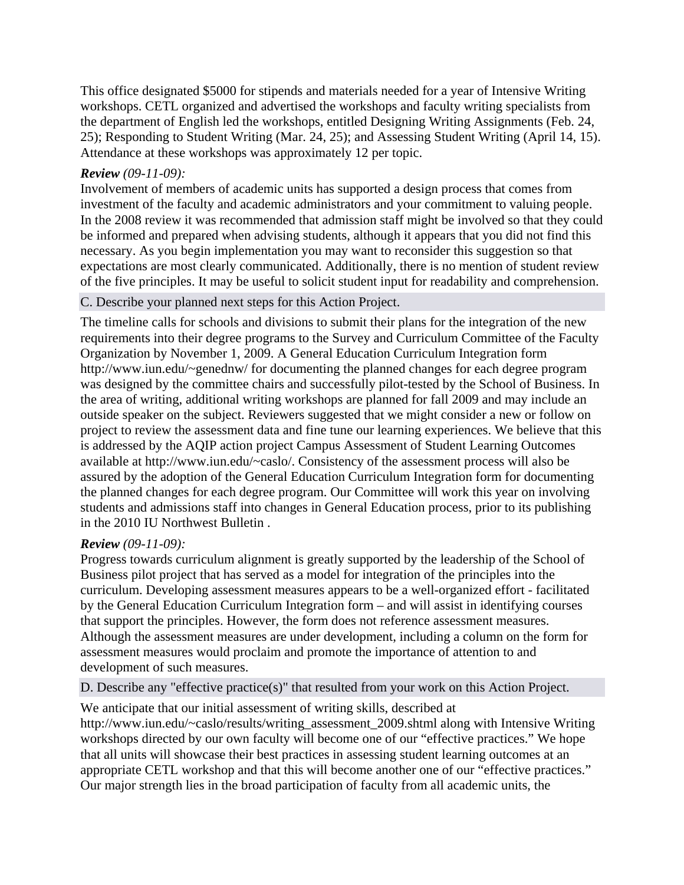This office designated $5000 for stipends and materials needed for a year of Intensive Writing workshops. CETL organized and advertised the workshops and faculty writing specialists from the department of English led the workshops, entitled Designing Writing Assignments (Feb. 24, 25); Responding to Student Writing (Mar. 24, 25); and Assessing Student Writing (April 14, 15). Attendance at these workshops was approximately 12 per topic.

***Review** (09-11-09):*
Involvement of members of academic units has supported a design process that comes from investment of the faculty and academic administrators and your commitment to valuing people. In the 2008 review it was recommended that admission staff might be involved so that they could be informed and prepared when advising students, although it appears that you did not find this necessary. As you begin implementation you may want to reconsider this suggestion so that expectations are most clearly communicated. Additionally, there is no mention of student review of the five principles. It may be useful to solicit student input for readability and comprehension.

C. Describe your planned next steps for this Action Project.

The timeline calls for schools and divisions to submit their plans for the integration of the new requirements into their degree programs to the Survey and Curriculum Committee of the Faculty Organization by November 1, 2009. A General Education Curriculum Integration form http://www.iun.edu/~genednw/ for documenting the planned changes for each degree program was designed by the committee chairs and successfully pilot-tested by the School of Business. In the area of writing, additional writing workshops are planned for fall 2009 and may include an outside speaker on the subject. Reviewers suggested that we might consider a new or follow on project to review the assessment data and fine tune our learning experiences. We believe that this is addressed by the AQIP action project Campus Assessment of Student Learning Outcomes available at http://www.iun.edu/~caslo/. Consistency of the assessment process will also be assured by the adoption of the General Education Curriculum Integration form for documenting the planned changes for each degree program. Our Committee will work this year on involving students and admissions staff into changes in General Education process, prior to its publishing in the 2010 IU Northwest Bulletin .

***Review** (09-11-09):*
Progress towards curriculum alignment is greatly supported by the leadership of the School of Business pilot project that has served as a model for integration of the principles into the curriculum. Developing assessment measures appears to be a well-organized effort - facilitated by the General Education Curriculum Integration form – and will assist in identifying courses that support the principles. However, the form does not reference assessment measures. Although the assessment measures are under development, including a column on the form for assessment measures would proclaim and promote the importance of attention to and development of such measures.

D. Describe any "effective practice(s)" that resulted from your work on this Action Project.

We anticipate that our initial assessment of writing skills, described at http://www.iun.edu/~caslo/results/writing_assessment_2009.shtml along with Intensive Writing workshops directed by our own faculty will become one of our "effective practices." We hope that all units will showcase their best practices in assessing student learning outcomes at an appropriate CETL workshop and that this will become another one of our "effective practices." Our major strength lies in the broad participation of faculty from all academic units, the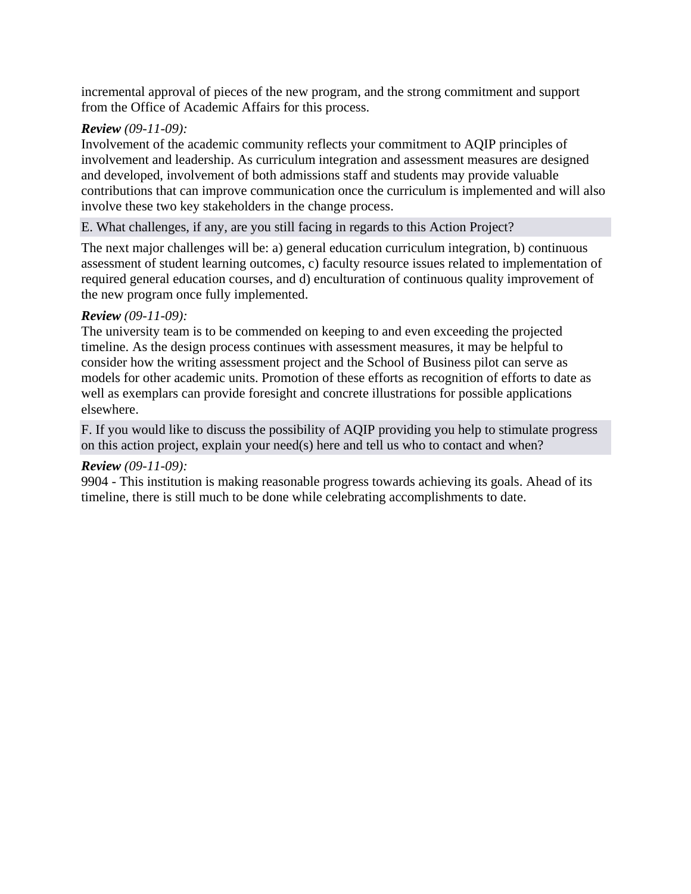incremental approval of pieces of the new program, and the strong commitment and support from the Office of Academic Affairs for this process.

***Review** (09-11-09):*
Involvement of the academic community reflects your commitment to AQIP principles of involvement and leadership. As curriculum integration and assessment measures are designed and developed, involvement of both admissions staff and students may provide valuable contributions that can improve communication once the curriculum is implemented and will also involve these two key stakeholders in the change process.

### E. What challenges, if any, are you still facing in regards to this Action Project?

The next major challenges will be: a) general education curriculum integration, b) continuous assessment of student learning outcomes, c) faculty resource issues related to implementation of required general education courses, and d) enculturation of continuous quality improvement of the new program once fully implemented.

***Review** (09-11-09):*
The university team is to be commended on keeping to and even exceeding the projected timeline. As the design process continues with assessment measures, it may be helpful to consider how the writing assessment project and the School of Business pilot can serve as models for other academic units. Promotion of these efforts as recognition of efforts to date as well as exemplars can provide foresight and concrete illustrations for possible applications elsewhere.

### F. If you would like to discuss the possibility of AQIP providing you help to stimulate progress on this action project, explain your need(s) here and tell us who to contact and when?

***Review** (09-11-09):*
9904 - This institution is making reasonable progress towards achieving its goals. Ahead of its timeline, there is still much to be done while celebrating accomplishments to date.